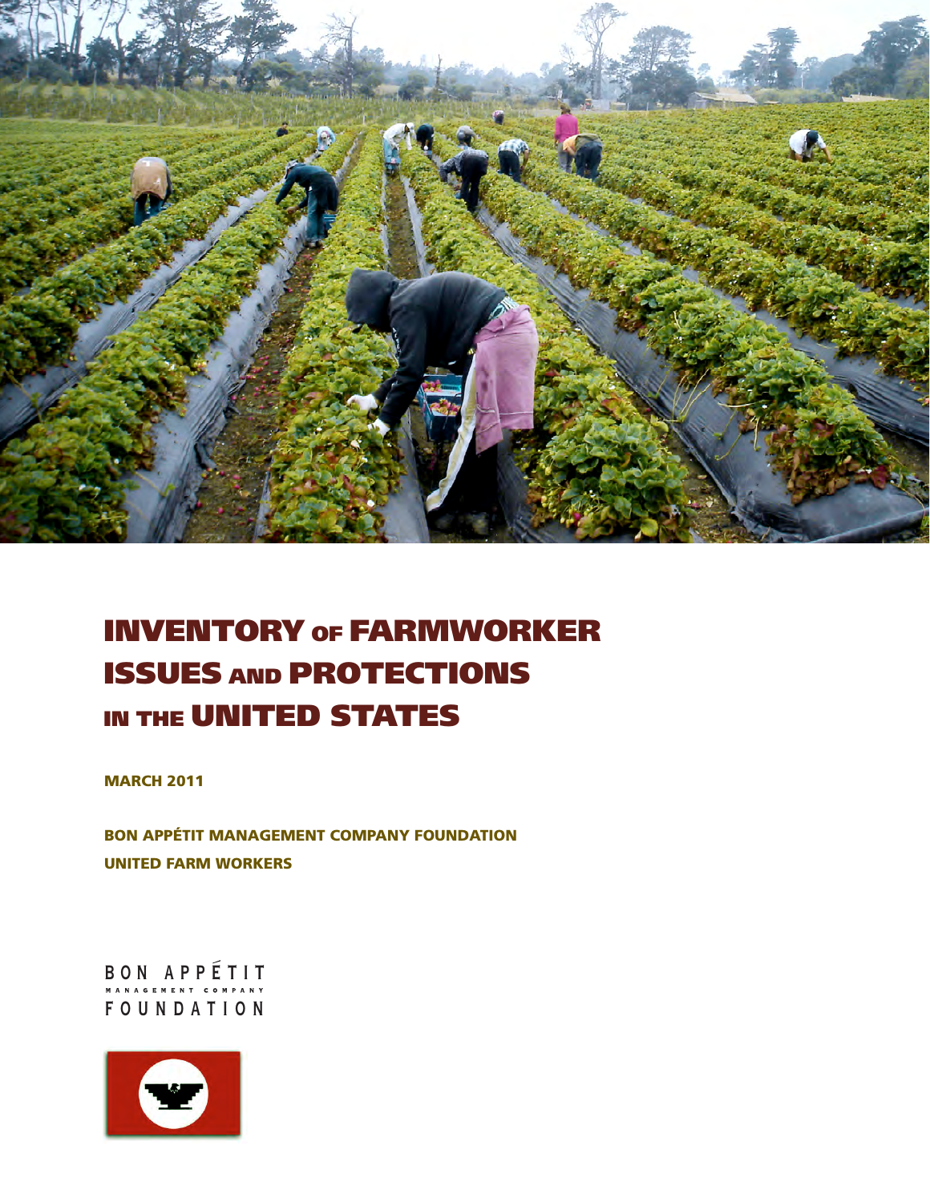# INVENTORY OF FARMWORKER ISSUES AND PROTECTIONS IN THE UNITED STATES

**MARCH 2011**

**BON APPÉTIT MANAGEMENT COMPANY FOUNDATION**

**UNITED FARM WORKERS**

BON APPÉTIT
MANAGEMENT COMPANY
FOUNDATION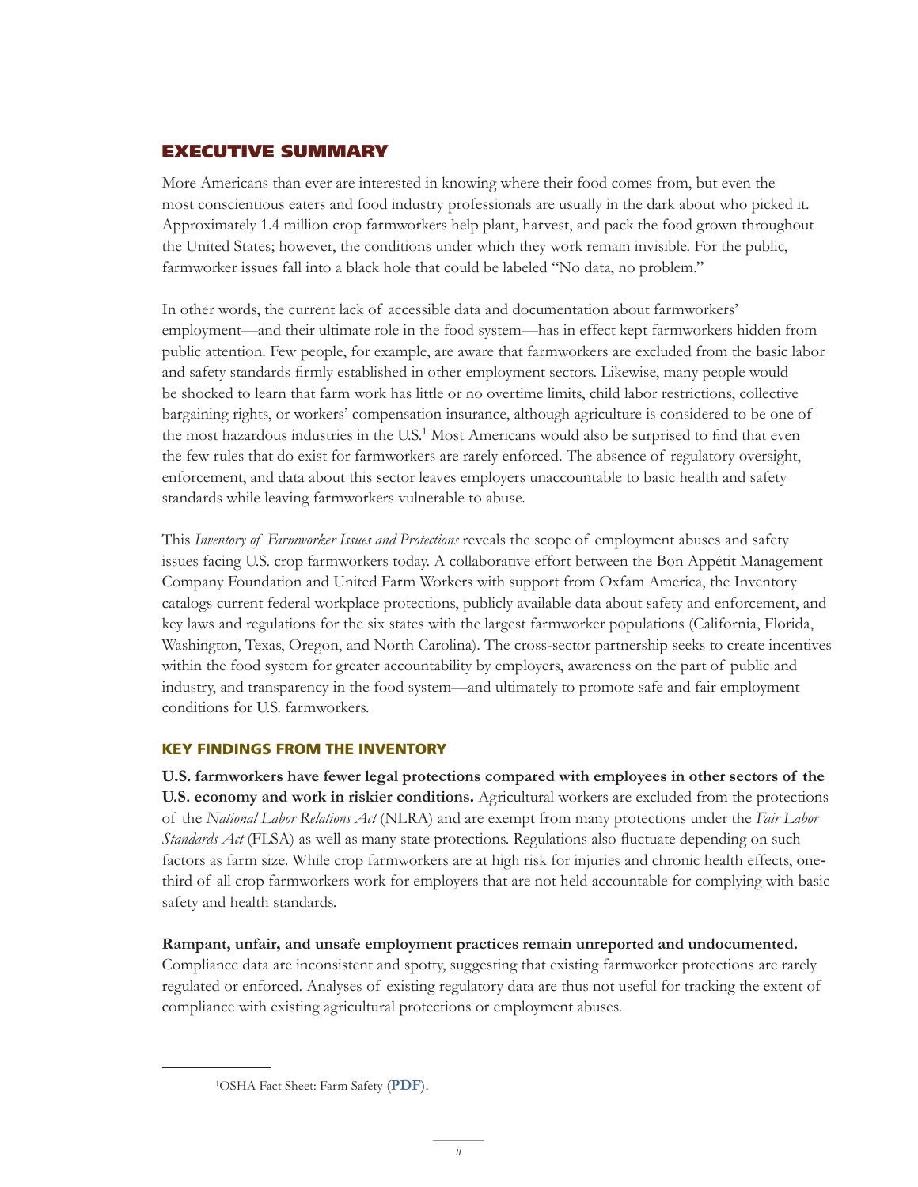## EXECUTIVE SUMMARY

More Americans than ever are interested in knowing where their food comes from, but even the most conscientious eaters and food industry professionals are usually in the dark about who picked it. Approximately 1.4 million crop farmworkers help plant, harvest, and pack the food grown throughout the United States; however, the conditions under which they work remain invisible. For the public, farmworker issues fall into a black hole that could be labeled "No data, no problem."

In other words, the current lack of accessible data and documentation about farmworkers' employment—and their ultimate role in the food system—has in effect kept farmworkers hidden from public attention. Few people, for example, are aware that farmworkers are excluded from the basic labor and safety standards firmly established in other employment sectors. Likewise, many people would be shocked to learn that farm work has little or no overtime limits, child labor restrictions, collective bargaining rights, or workers' compensation insurance, although agriculture is considered to be one of the most hazardous industries in the U.S.[1] Most Americans would also be surprised to find that even the few rules that do exist for farmworkers are rarely enforced. The absence of regulatory oversight, enforcement, and data about this sector leaves employers unaccountable to basic health and safety standards while leaving farmworkers vulnerable to abuse.

This *Inventory of Farmworker Issues and Protections* reveals the scope of employment abuses and safety issues facing U.S. crop farmworkers today. A collaborative effort between the Bon Appétit Management Company Foundation and United Farm Workers with support from Oxfam America, the Inventory catalogs current federal workplace protections, publicly available data about safety and enforcement, and key laws and regulations for the six states with the largest farmworker populations (California, Florida, Washington, Texas, Oregon, and North Carolina). The cross-sector partnership seeks to create incentives within the food system for greater accountability by employers, awareness on the part of public and industry, and transparency in the food system—and ultimately to promote safe and fair employment conditions for U.S. farmworkers.

### KEY FINDINGS FROM THE INVENTORY

**U.S. farmworkers have fewer legal protections compared with employees in other sectors of the U.S. economy and work in riskier conditions.** Agricultural workers are excluded from the protections of the *National Labor Relations Act* (NLRA) and are exempt from many protections under the *Fair Labor Standards Act* (FLSA) as well as many state protections. Regulations also fluctuate depending on such factors as farm size. While crop farmworkers are at high risk for injuries and chronic health effects, one-third of all crop farmworkers work for employers that are not held accountable for complying with basic safety and health standards.

**Rampant, unfair, and unsafe employment practices remain unreported and undocumented.** Compliance data are inconsistent and spotty, suggesting that existing farmworker protections are rarely regulated or enforced. Analyses of existing regulatory data are thus not useful for tracking the extent of compliance with existing agricultural protections or employment abuses.

---

[1] OSHA Fact Sheet: Farm Safety (**PDF**).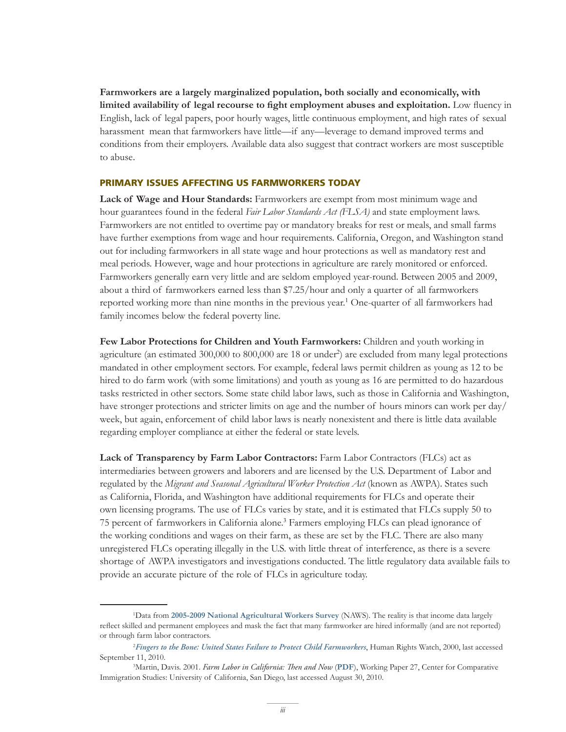**Farmworkers are a largely marginalized population, both socially and economically, with limited availability of legal recourse to fight employment abuses and exploitation.** Low fluency in English, lack of legal papers, poor hourly wages, little continuous employment, and high rates of sexual harassment mean that farmworkers have little—if any—leverage to demand improved terms and conditions from their employers. Available data also suggest that contract workers are most susceptible to abuse.

## PRIMARY ISSUES AFFECTING US FARMWORKERS TODAY

**Lack of Wage and Hour Standards:** Farmworkers are exempt from most minimum wage and hour guarantees found in the federal *Fair Labor Standards Act (FLSA)* and state employment laws. Farmworkers are not entitled to overtime pay or mandatory breaks for rest or meals, and small farms have further exemptions from wage and hour requirements. California, Oregon, and Washington stand out for including farmworkers in all state wage and hour protections as well as mandatory rest and meal periods. However, wage and hour protections in agriculture are rarely monitored or enforced. Farmworkers generally earn very little and are seldom employed year-round. Between 2005 and 2009, about a third of farmworkers earned less than $7.25/hour and only a quarter of all farmworkers reported working more than nine months in the previous year.[1] One-quarter of all farmworkers had family incomes below the federal poverty line.

**Few Labor Protections for Children and Youth Farmworkers:** Children and youth working in agriculture (an estimated 300,000 to 800,000 are 18 or under[2]) are excluded from many legal protections mandated in other employment sectors. For example, federal laws permit children as young as 12 to be hired to do farm work (with some limitations) and youth as young as 16 are permitted to do hazardous tasks restricted in other sectors. Some state child labor laws, such as those in California and Washington, have stronger protections and stricter limits on age and the number of hours minors can work per day/week, but again, enforcement of child labor laws is nearly nonexistent and there is little data available regarding employer compliance at either the federal or state levels.

**Lack of Transparency by Farm Labor Contractors:** Farm Labor Contractors (FLCs) act as intermediaries between growers and laborers and are licensed by the U.S. Department of Labor and regulated by the *Migrant and Seasonal Agricultural Worker Protection Act* (known as AWPA). States such as California, Florida, and Washington have additional requirements for FLCs and operate their own licensing programs. The use of FLCs varies by state, and it is estimated that FLCs supply 50 to 75 percent of farmworkers in California alone.[3] Farmers employing FLCs can plead ignorance of the working conditions and wages on their farm, as these are set by the FLC. There are also many unregistered FLCs operating illegally in the U.S. with little threat of interference, as there is a severe shortage of AWPA investigators and investigations conducted. The little regulatory data available fails to provide an accurate picture of the role of FLCs in agriculture today.

---

[1] Data from **2005-2009 National Agricultural Workers Survey** (NAWS). The reality is that income data largely reflect skilled and permanent employees and mask the fact that many farmworker are hired informally (and are not reported) or through farm labor contractors.

[2] ***Fingers to the Bone: United States Failure to Protect Child Farmworkers***, Human Rights Watch, 2000, last accessed September 11, 2010.

[3] Martin, Davis. 2001. *Farm Labor in California: Then and Now* (**PDF**), Working Paper 27, Center for Comparative Immigration Studies: University of California, San Diego, last accessed August 30, 2010.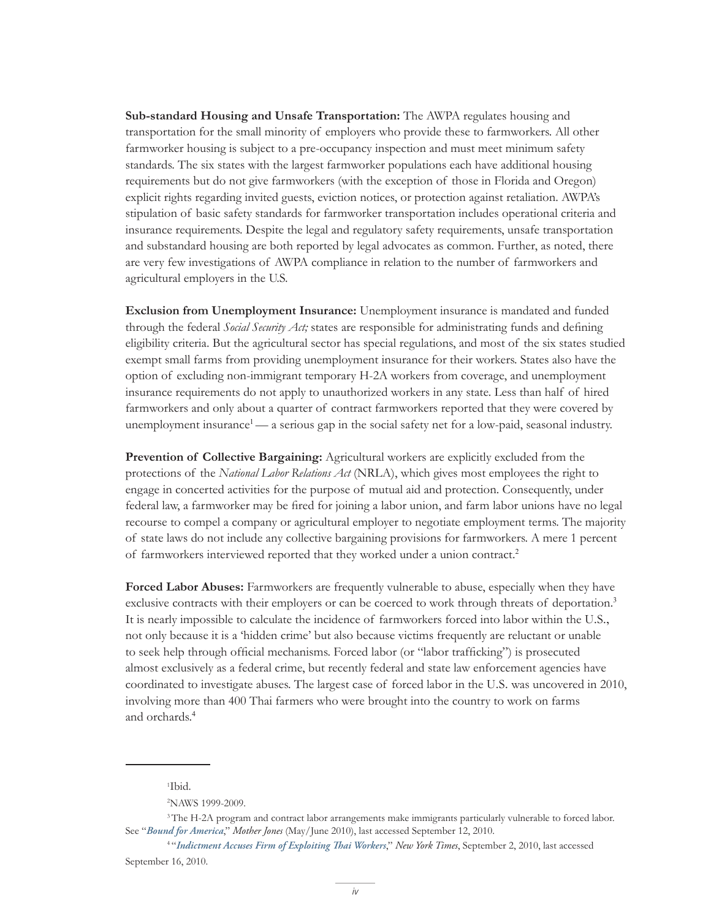**Sub-standard Housing and Unsafe Transportation:** The AWPA regulates housing and transportation for the small minority of employers who provide these to farmworkers. All other farmworker housing is subject to a pre-occupancy inspection and must meet minimum safety standards. The six states with the largest farmworker populations each have additional housing requirements but do not give farmworkers (with the exception of those in Florida and Oregon) explicit rights regarding invited guests, eviction notices, or protection against retaliation. AWPA's stipulation of basic safety standards for farmworker transportation includes operational criteria and insurance requirements. Despite the legal and regulatory safety requirements, unsafe transportation and substandard housing are both reported by legal advocates as common. Further, as noted, there are very few investigations of AWPA compliance in relation to the number of farmworkers and agricultural employers in the U.S.

**Exclusion from Unemployment Insurance:** Unemployment insurance is mandated and funded through the federal *Social Security Act;* states are responsible for administrating funds and defining eligibility criteria. But the agricultural sector has special regulations, and most of the six states studied exempt small farms from providing unemployment insurance for their workers. States also have the option of excluding non-immigrant temporary H-2A workers from coverage, and unemployment insurance requirements do not apply to unauthorized workers in any state. Less than half of hired farmworkers and only about a quarter of contract farmworkers reported that they were covered by unemployment insurance[1] — a serious gap in the social safety net for a low-paid, seasonal industry.

**Prevention of Collective Bargaining:** Agricultural workers are explicitly excluded from the protections of the *National Labor Relations Act* (NRLA), which gives most employees the right to engage in concerted activities for the purpose of mutual aid and protection. Consequently, under federal law, a farmworker may be fired for joining a labor union, and farm labor unions have no legal recourse to compel a company or agricultural employer to negotiate employment terms. The majority of state laws do not include any collective bargaining provisions for farmworkers. A mere 1 percent of farmworkers interviewed reported that they worked under a union contract.[2]

**Forced Labor Abuses:** Farmworkers are frequently vulnerable to abuse, especially when they have exclusive contracts with their employers or can be coerced to work through threats of deportation.[3] It is nearly impossible to calculate the incidence of farmworkers forced into labor within the U.S., not only because it is a 'hidden crime' but also because victims frequently are reluctant or unable to seek help through official mechanisms. Forced labor (or "labor trafficking") is prosecuted almost exclusively as a federal crime, but recently federal and state law enforcement agencies have coordinated to investigate abuses. The largest case of forced labor in the U.S. was uncovered in 2010, involving more than 400 Thai farmers who were brought into the country to work on farms and orchards.[4]

---

[1] Ibid.

[2] NAWS 1999-2009.

[3] The H-2A program and contract labor arrangements make immigrants particularly vulnerable to forced labor. See "***Bound for America***," *Mother Jones* (May/June 2010), last accessed September 12, 2010.

[4] "***Indictment Accuses Firm of Exploiting Thai Workers***," *New York Times*, September 2, 2010, last accessed September 16, 2010.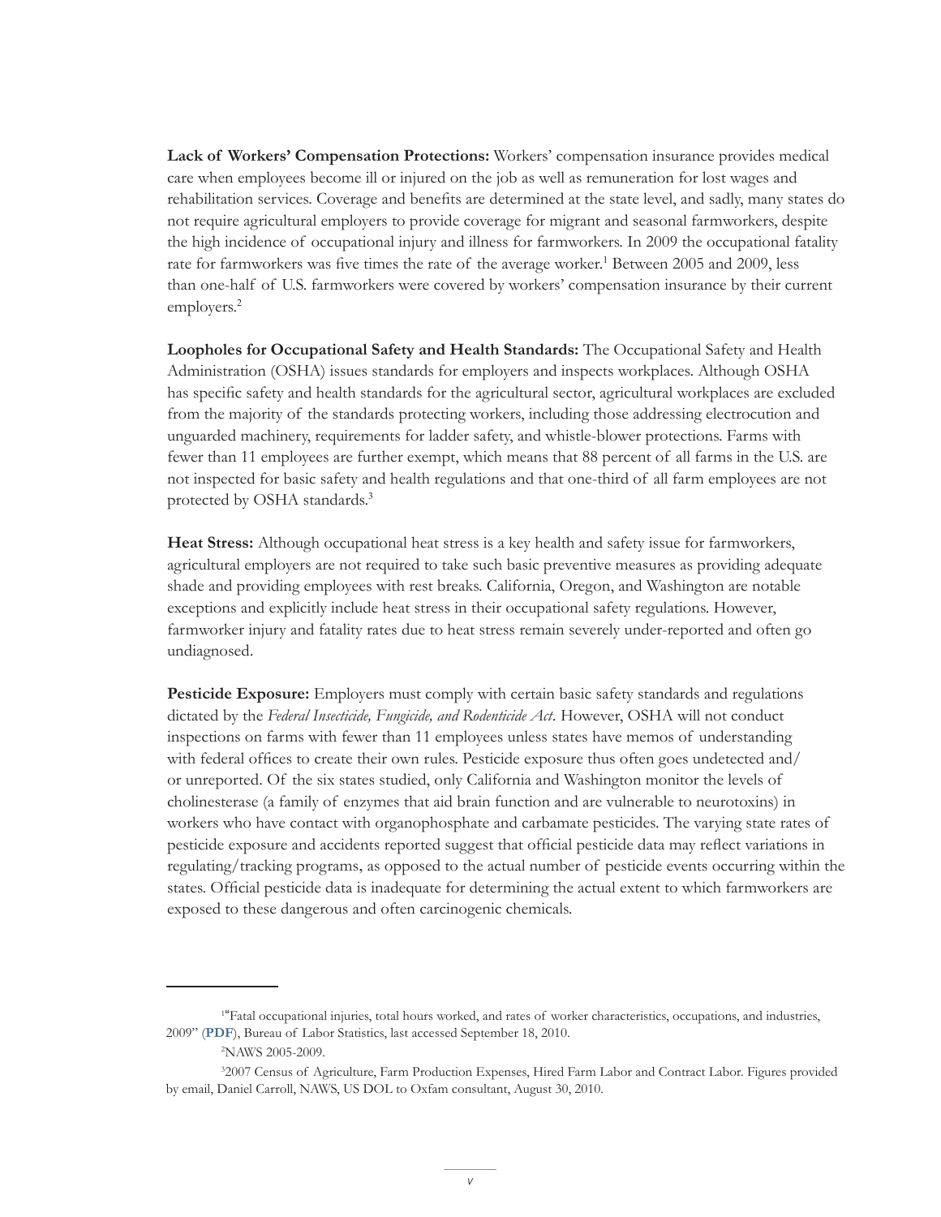**Lack of Workers' Compensation Protections:** Workers' compensation insurance provides medical care when employees become ill or injured on the job as well as remuneration for lost wages and rehabilitation services. Coverage and benefits are determined at the state level, and sadly, many states do not require agricultural employers to provide coverage for migrant and seasonal farmworkers, despite the high incidence of occupational injury and illness for farmworkers. In 2009 the occupational fatality rate for farmworkers was five times the rate of the average worker.[1] Between 2005 and 2009, less than one-half of U.S. farmworkers were covered by workers' compensation insurance by their current employers.[2]

**Loopholes for Occupational Safety and Health Standards:** The Occupational Safety and Health Administration (OSHA) issues standards for employers and inspects workplaces. Although OSHA has specific safety and health standards for the agricultural sector, agricultural workplaces are excluded from the majority of the standards protecting workers, including those addressing electrocution and unguarded machinery, requirements for ladder safety, and whistle-blower protections. Farms with fewer than 11 employees are further exempt, which means that 88 percent of all farms in the U.S. are not inspected for basic safety and health regulations and that one-third of all farm employees are not protected by OSHA standards.[3]

**Heat Stress:** Although occupational heat stress is a key health and safety issue for farmworkers, agricultural employers are not required to take such basic preventive measures as providing adequate shade and providing employees with rest breaks. California, Oregon, and Washington are notable exceptions and explicitly include heat stress in their occupational safety regulations. However, farmworker injury and fatality rates due to heat stress remain severely under-reported and often go undiagnosed.

**Pesticide Exposure:** Employers must comply with certain basic safety standards and regulations dictated by the *Federal Insecticide, Fungicide, and Rodenticide Act*. However, OSHA will not conduct inspections on farms with fewer than 11 employees unless states have memos of understanding with federal offices to create their own rules. Pesticide exposure thus often goes undetected and/or unreported. Of the six states studied, only California and Washington monitor the levels of cholinesterase (a family of enzymes that aid brain function and are vulnerable to neurotoxins) in workers who have contact with organophosphate and carbamate pesticides. The varying state rates of pesticide exposure and accidents reported suggest that official pesticide data may reflect variations in regulating/tracking programs, as opposed to the actual number of pesticide events occurring within the states. Official pesticide data is inadequate for determining the actual extent to which farmworkers are exposed to these dangerous and often carcinogenic chemicals.

---

[1] "Fatal occupational injuries, total hours worked, and rates of worker characteristics, occupations, and industries, 2009" (**PDF**), Bureau of Labor Statistics, last accessed September 18, 2010.

[2] NAWS 2005-2009.

[3] 2007 Census of Agriculture, Farm Production Expenses, Hired Farm Labor and Contract Labor. Figures provided by email, Daniel Carroll, NAWS, US DOL to Oxfam consultant, August 30, 2010.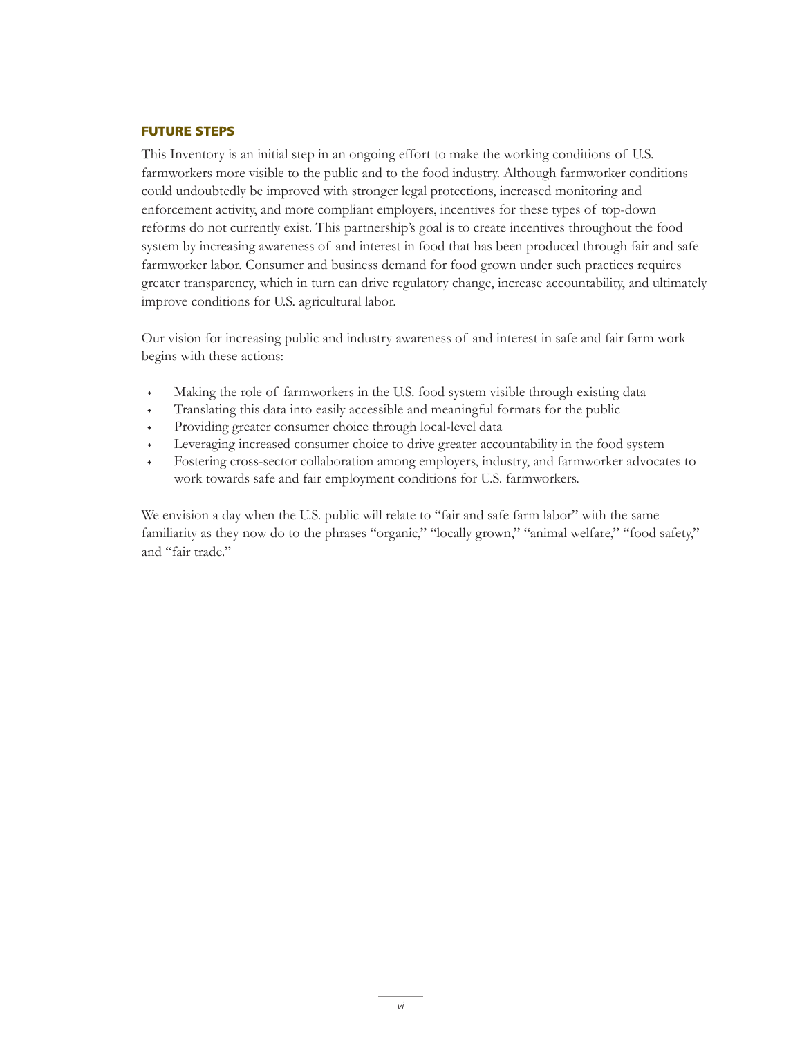## FUTURE STEPS

This Inventory is an initial step in an ongoing effort to make the working conditions of U.S. farmworkers more visible to the public and to the food industry. Although farmworker conditions could undoubtedly be improved with stronger legal protections, increased monitoring and enforcement activity, and more compliant employers, incentives for these types of top-down reforms do not currently exist. This partnership's goal is to create incentives throughout the food system by increasing awareness of and interest in food that has been produced through fair and safe farmworker labor. Consumer and business demand for food grown under such practices requires greater transparency, which in turn can drive regulatory change, increase accountability, and ultimately improve conditions for U.S. agricultural labor.

Our vision for increasing public and industry awareness of and interest in safe and fair farm work begins with these actions:

- Making the role of farmworkers in the U.S. food system visible through existing data
- Translating this data into easily accessible and meaningful formats for the public
- Providing greater consumer choice through local-level data
- Leveraging increased consumer choice to drive greater accountability in the food system
- Fostering cross-sector collaboration among employers, industry, and farmworker advocates to work towards safe and fair employment conditions for U.S. farmworkers.

We envision a day when the U.S. public will relate to "fair and safe farm labor" with the same familiarity as they now do to the phrases "organic," "locally grown," "animal welfare," "food safety," and "fair trade."